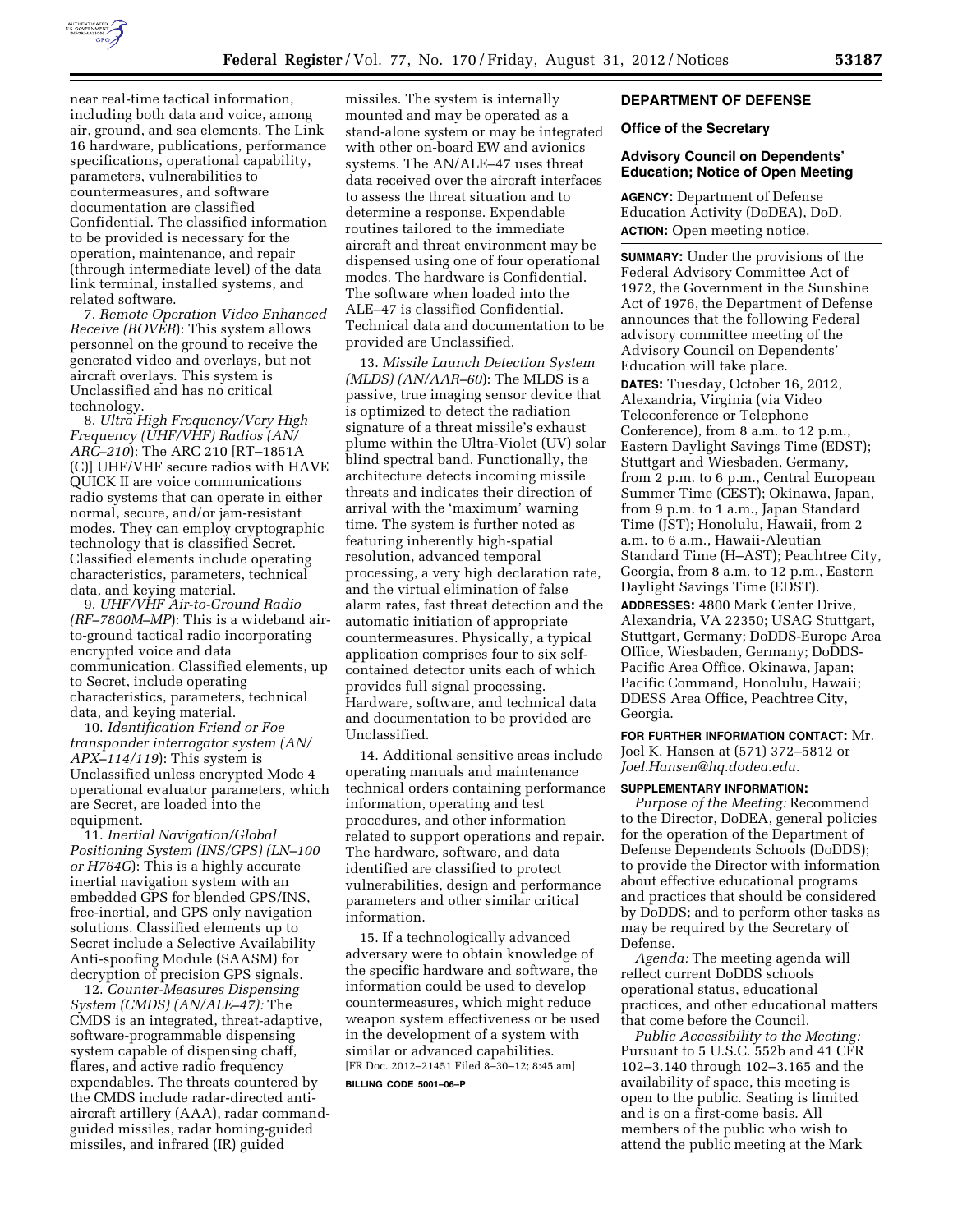near real-time tactical information, including both data and voice, among air, ground, and sea elements. The Link 16 hardware, publications, performance specifications, operational capability, parameters, vulnerabilities to countermeasures, and software documentation are classified Confidential. The classified information to be provided is necessary for the operation, maintenance, and repair (through intermediate level) of the data link terminal, installed systems, and related software.

7. *Remote Operation Video Enhanced Receive (ROVER)*: This system allows personnel on the ground to receive the generated video and overlays, but not aircraft overlays. This system is Unclassified and has no critical technology.

8. *Ultra High Frequency/Very High Frequency (UHF/VHF) Radios (AN/ARC–210)*: The ARC 210 [RT–1851A (C)] UHF/VHF secure radios with HAVE QUICK II are voice communications radio systems that can operate in either normal, secure, and/or jam-resistant modes. They can employ cryptographic technology that is classified Secret. Classified elements include operating characteristics, parameters, technical data, and keying material.

9. *UHF/VHF Air-to-Ground Radio (RF–7800M–MP)*: This is a wideband air-to-ground tactical radio incorporating encrypted voice and data communication. Classified elements, up to Secret, include operating characteristics, parameters, technical data, and keying material.

10. *Identification Friend or Foe transponder interrogator system (AN/APX–114/119)*: This system is Unclassified unless encrypted Mode 4 operational evaluator parameters, which are Secret, are loaded into the equipment.

11. *Inertial Navigation/Global Positioning System (INS/GPS) (LN–100 or H764G)*: This is a highly accurate inertial navigation system with an embedded GPS for blended GPS/INS, free-inertial, and GPS only navigation solutions. Classified elements up to Secret include a Selective Availability Anti-spoofing Module (SAASM) for decryption of precision GPS signals.

12. *Counter-Measures Dispensing System (CMDS) (AN/ALE–47):* The CMDS is an integrated, threat-adaptive, software-programmable dispensing system capable of dispensing chaff, flares, and active radio frequency expendables. The threats countered by the CMDS include radar-directed anti-aircraft artillery (AAA), radar command-guided missiles, radar homing-guided missiles, and infrared (IR) guided missiles. The system is internally mounted and may be operated as a stand-alone system or may be integrated with other on-board EW and avionics systems. The AN/ALE–47 uses threat data received over the aircraft interfaces to assess the threat situation and to determine a response. Expendable routines tailored to the immediate aircraft and threat environment may be dispensed using one of four operational modes. The hardware is Confidential. The software when loaded into the ALE–47 is classified Confidential. Technical data and documentation to be provided are Unclassified.

13. *Missile Launch Detection System (MLDS) (AN/AAR–60)*: The MLDS is a passive, true imaging sensor device that is optimized to detect the radiation signature of a threat missile's exhaust plume within the Ultra-Violet (UV) solar blind spectral band. Functionally, the architecture detects incoming missile threats and indicates their direction of arrival with the 'maximum' warning time. The system is further noted as featuring inherently high-spatial resolution, advanced temporal processing, a very high declaration rate, and the virtual elimination of false alarm rates, fast threat detection and the automatic initiation of appropriate countermeasures. Physically, a typical application comprises four to six self-contained detector units each of which provides full signal processing. Hardware, software, and technical data and documentation to be provided are Unclassified.

14. Additional sensitive areas include operating manuals and maintenance technical orders containing performance information, operating and test procedures, and other information related to support operations and repair. The hardware, software, and data identified are classified to protect vulnerabilities, design and performance parameters and other similar critical information.

15. If a technologically advanced adversary were to obtain knowledge of the specific hardware and software, the information could be used to develop countermeasures, which might reduce weapon system effectiveness or be used in the development of a system with similar or advanced capabilities.

[FR Doc. 2012–21451 Filed 8–30–12; 8:45 am]

**BILLING CODE 5001–06–P**

## DEPARTMENT OF DEFENSE

### Office of the Secretary

### Advisory Council on Dependents' Education; Notice of Open Meeting

**AGENCY:** Department of Defense Education Activity (DoDEA), DoD.

**ACTION:** Open meeting notice.

**SUMMARY:** Under the provisions of the Federal Advisory Committee Act of 1972, the Government in the Sunshine Act of 1976, the Department of Defense announces that the following Federal advisory committee meeting of the Advisory Council on Dependents' Education will take place.

**DATES:** Tuesday, October 16, 2012, Alexandria, Virginia (via Video Teleconference or Telephone Conference), from 8 a.m. to 12 p.m., Eastern Daylight Savings Time (EDST); Stuttgart and Wiesbaden, Germany, from 2 p.m. to 6 p.m., Central European Summer Time (CEST); Okinawa, Japan, from 9 p.m. to 1 a.m., Japan Standard Time (JST); Honolulu, Hawaii, from 2 a.m. to 6 a.m., Hawaii-Aleutian Standard Time (H–AST); Peachtree City, Georgia, from 8 a.m. to 12 p.m., Eastern Daylight Savings Time (EDST).

**ADDRESSES:** 4800 Mark Center Drive, Alexandria, VA 22350; USAG Stuttgart, Stuttgart, Germany; DoDDS-Europe Area Office, Wiesbaden, Germany; DoDDS-Pacific Area Office, Okinawa, Japan; Pacific Command, Honolulu, Hawaii; DDESS Area Office, Peachtree City, Georgia.

**FOR FURTHER INFORMATION CONTACT:** Mr. Joel K. Hansen at (571) 372–5812 or *Joel.Hansen@hq.dodea.edu.*

**SUPPLEMENTARY INFORMATION:**

*Purpose of the Meeting:* Recommend to the Director, DoDEA, general policies for the operation of the Department of Defense Dependents Schools (DoDDS); to provide the Director with information about effective educational programs and practices that should be considered by DoDDS; and to perform other tasks as may be required by the Secretary of Defense.

*Agenda:* The meeting agenda will reflect current DoDDS schools operational status, educational practices, and other educational matters that come before the Council.

*Public Accessibility to the Meeting:* Pursuant to 5 U.S.C. 552b and 41 CFR 102–3.140 through 102–3.165 and the availability of space, this meeting is open to the public. Seating is limited and is on a first-come basis. All members of the public who wish to attend the public meeting at the Mark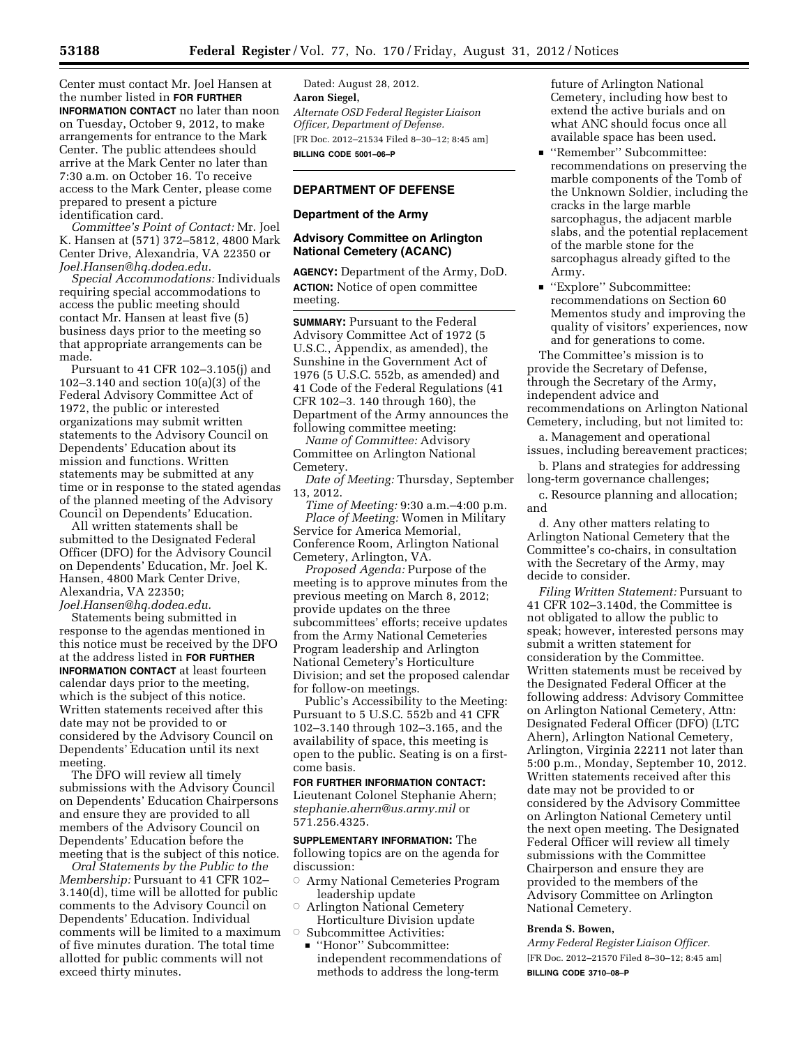Center must contact Mr. Joel Hansen at the number listed in **FOR FURTHER INFORMATION CONTACT** no later than noon on Tuesday, October 9, 2012, to make arrangements for entrance to the Mark Center. The public attendees should arrive at the Mark Center no later than 7:30 a.m. on October 16. To receive access to the Mark Center, please come prepared to present a picture identification card.

*Committee's Point of Contact:* Mr. Joel K. Hansen at (571) 372–5812, 4800 Mark Center Drive, Alexandria, VA 22350 or *Joel.Hansen@hq.dodea.edu.*

*Special Accommodations:* Individuals requiring special accommodations to access the public meeting should contact Mr. Hansen at least five (5) business days prior to the meeting so that appropriate arrangements can be made.

Pursuant to 41 CFR 102–3.105(j) and 102–3.140 and section 10(a)(3) of the Federal Advisory Committee Act of 1972, the public or interested organizations may submit written statements to the Advisory Council on Dependents' Education about its mission and functions. Written statements may be submitted at any time or in response to the stated agendas of the planned meeting of the Advisory Council on Dependents' Education.

All written statements shall be submitted to the Designated Federal Officer (DFO) for the Advisory Council on Dependents' Education, Mr. Joel K. Hansen, 4800 Mark Center Drive, Alexandria, VA 22350; *Joel.Hansen@hq.dodea.edu.*

Statements being submitted in response to the agendas mentioned in this notice must be received by the DFO at the address listed in **FOR FURTHER INFORMATION CONTACT** at least fourteen calendar days prior to the meeting, which is the subject of this notice. Written statements received after this date may not be provided to or considered by the Advisory Council on Dependents' Education until its next meeting.

The DFO will review all timely submissions with the Advisory Council on Dependents' Education Chairpersons and ensure they are provided to all members of the Advisory Council on Dependents' Education before the meeting that is the subject of this notice.

*Oral Statements by the Public to the Membership:* Pursuant to 41 CFR 102–3.140(d), time will be allotted for public comments to the Advisory Council on Dependents' Education. Individual comments will be limited to a maximum of five minutes duration. The total time allotted for public comments will not exceed thirty minutes.

Dated: August 28, 2012.

**Aaron Siegel,**

*Alternate OSD Federal Register Liaison Officer, Department of Defense.*

[FR Doc. 2012–21534 Filed 8–30–12; 8:45 am]

**BILLING CODE 5001–06–P**

## DEPARTMENT OF DEFENSE

### Department of the Army

### Advisory Committee on Arlington National Cemetery (ACANC)

**AGENCY:** Department of the Army, DoD.

**ACTION:** Notice of open committee meeting.

**SUMMARY:** Pursuant to the Federal Advisory Committee Act of 1972 (5 U.S.C., Appendix, as amended), the Sunshine in the Government Act of 1976 (5 U.S.C. 552b, as amended) and 41 Code of the Federal Regulations (41 CFR 102–3. 140 through 160), the Department of the Army announces the following committee meeting:

*Name of Committee:* Advisory Committee on Arlington National Cemetery.

*Date of Meeting:* Thursday, September 13, 2012.

*Time of Meeting:* 9:30 a.m.–4:00 p.m.

*Place of Meeting:* Women in Military Service for America Memorial, Conference Room, Arlington National Cemetery, Arlington, VA.

*Proposed Agenda:* Purpose of the meeting is to approve minutes from the previous meeting on March 8, 2012; provide updates on the three subcommittees' efforts; receive updates from the Army National Cemeteries Program leadership and Arlington National Cemetery's Horticulture Division; and set the proposed calendar for follow-on meetings.

Public's Accessibility to the Meeting: Pursuant to 5 U.S.C. 552b and 41 CFR 102–3.140 through 102–3.165, and the availability of space, this meeting is open to the public. Seating is on a first-come basis.

**FOR FURTHER INFORMATION CONTACT:** Lieutenant Colonel Stephanie Ahern; *stephanie.ahern@us.army.mil* or 571.256.4325.

**SUPPLEMENTARY INFORMATION:** The following topics are on the agenda for discussion:

- Army National Cemeteries Program leadership update
- Arlington National Cemetery Horticulture Division update
- Subcommittee Activities:
  - ''Honor'' Subcommittee: independent recommendations of methods to address the long-term future of Arlington National Cemetery, including how best to extend the active burials and on what ANC should focus once all available space has been used.
  - ''Remember'' Subcommittee: recommendations on preserving the marble components of the Tomb of the Unknown Soldier, including the cracks in the large marble sarcophagus, the adjacent marble slabs, and the potential replacement of the marble stone for the sarcophagus already gifted to the Army.
  - ''Explore'' Subcommittee: recommendations on Section 60 Mementos study and improving the quality of visitors' experiences, now and for generations to come.

The Committee's mission is to provide the Secretary of Defense, through the Secretary of the Army, independent advice and recommendations on Arlington National Cemetery, including, but not limited to:

a. Management and operational issues, including bereavement practices;

b. Plans and strategies for addressing long-term governance challenges;

c. Resource planning and allocation; and

d. Any other matters relating to Arlington National Cemetery that the Committee's co-chairs, in consultation with the Secretary of the Army, may decide to consider.

*Filing Written Statement:* Pursuant to 41 CFR 102–3.140d, the Committee is not obligated to allow the public to speak; however, interested persons may submit a written statement for consideration by the Committee. Written statements must be received by the Designated Federal Officer at the following address: Advisory Committee on Arlington National Cemetery, Attn: Designated Federal Officer (DFO) (LTC Ahern), Arlington National Cemetery, Arlington, Virginia 22211 not later than 5:00 p.m., Monday, September 10, 2012. Written statements received after this date may not be provided to or considered by the Advisory Committee on Arlington National Cemetery until the next open meeting. The Designated Federal Officer will review all timely submissions with the Committee Chairperson and ensure they are provided to the members of the Advisory Committee on Arlington National Cemetery.

**Brenda S. Bowen,**

*Army Federal Register Liaison Officer.*

[FR Doc. 2012–21570 Filed 8–30–12; 8:45 am]

**BILLING CODE 3710–08–P**